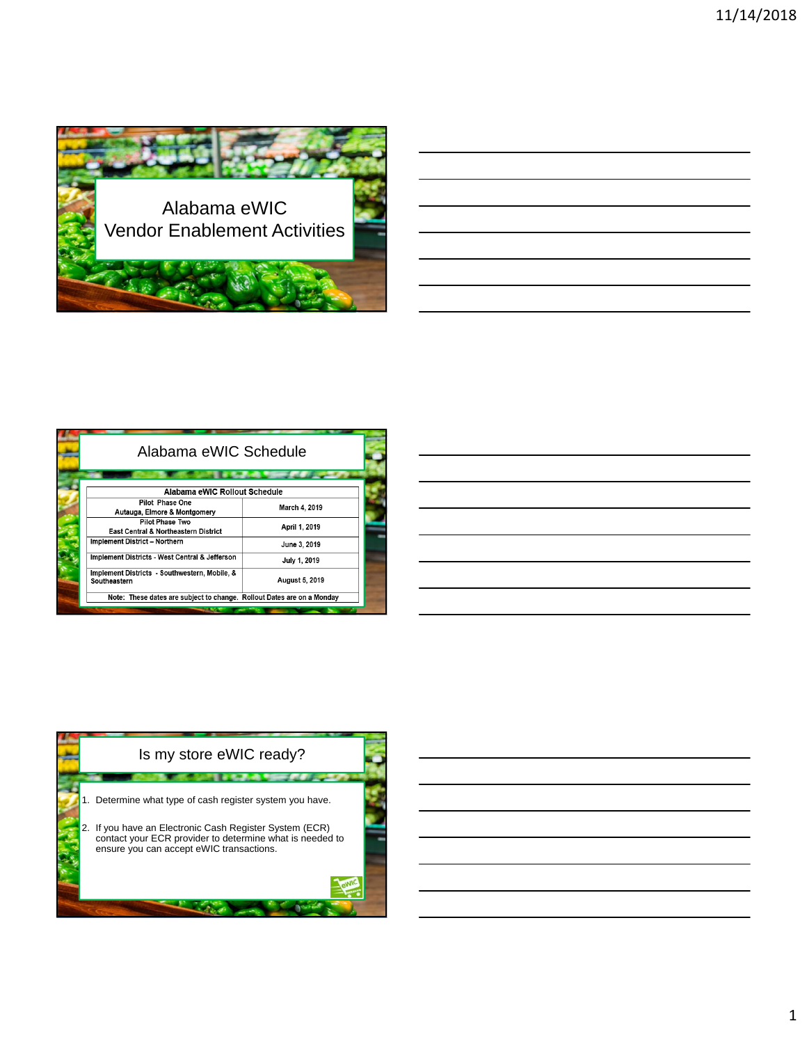# Alabama eWIC Vendor Enablement Activities

## Alabama eWIC Schedule

| Alabama eWIC Rollout Schedule | |
|---|---|
| Pilot Phase One<br>Autauga, Elmore & Montgomery | March 4, 2019 |
| Pilot Phase Two<br>East Central & Northeastern District | April 1, 2019 |
| Implement District – Northern | June 3, 2019 |
| Implement Districts - West Central & Jefferson | July 1, 2019 |
| Implement Districts - Southwestern, Mobile, & Southeastern | August 5, 2019 |
| Note: These dates are subject to change. Rollout Dates are on a Monday | |

## Is my store eWIC ready?

1. Determine what type of cash register system you have.
2. If you have an Electronic Cash Register System (ECR) contact your ECR provider to determine what is needed to ensure you can accept eWIC transactions.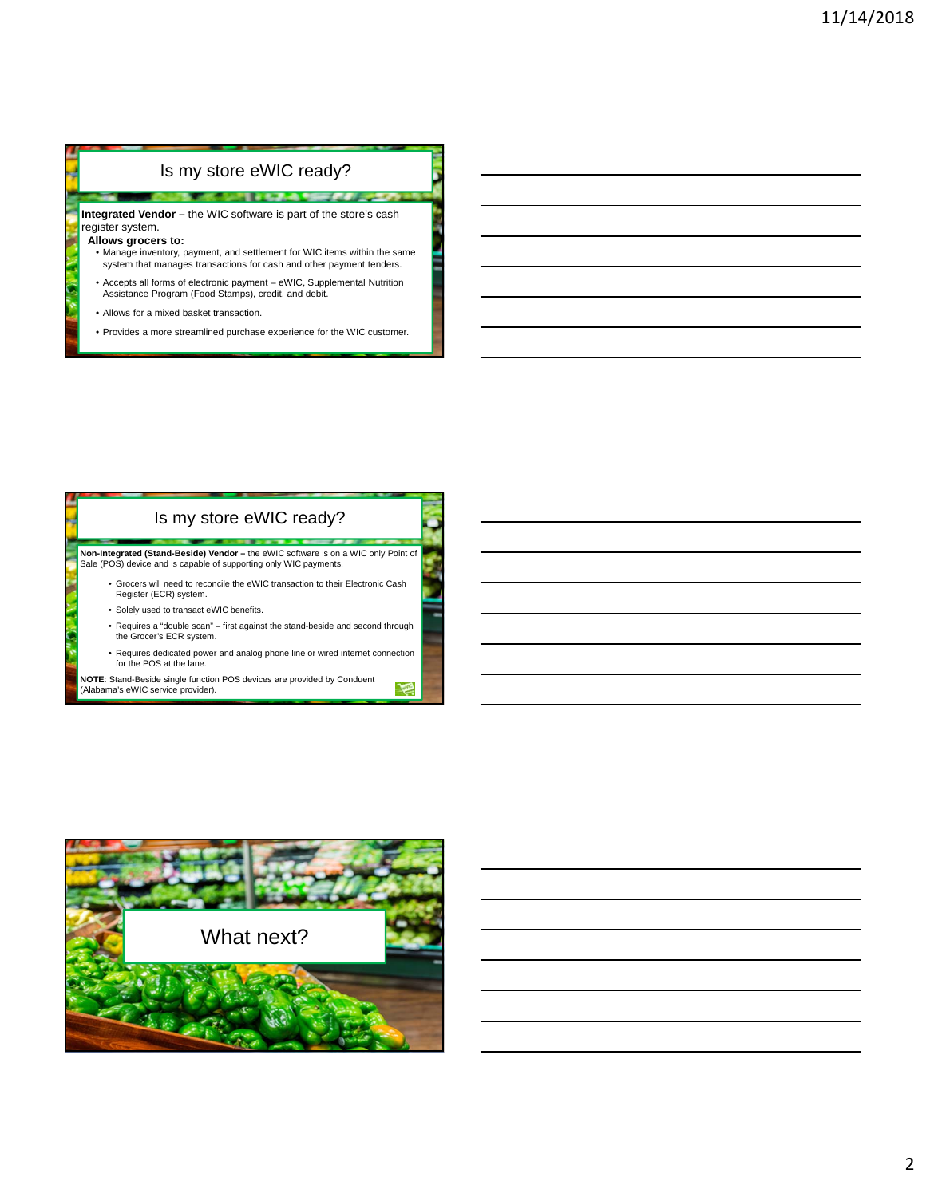## Is my store eWIC ready?

**Integrated Vendor –** the WIC software is part of the store's cash register system.

**Allows grocers to:**

- Manage inventory, payment, and settlement for WIC items within the same system that manages transactions for cash and other payment tenders.
- Accepts all forms of electronic payment – eWIC, Supplemental Nutrition Assistance Program (Food Stamps), credit, and debit.
- Allows for a mixed basket transaction.
- Provides a more streamlined purchase experience for the WIC customer.

## Is my store eWIC ready?

**Non-Integrated (Stand-Beside) Vendor –** the eWIC software is on a WIC only Point of Sale (POS) device and is capable of supporting only WIC payments.

- Grocers will need to reconcile the eWIC transaction to their Electronic Cash Register (ECR) system.
- Solely used to transact eWIC benefits.
- Requires a "double scan" – first against the stand-beside and second through the Grocer's ECR system.
- Requires dedicated power and analog phone line or wired internet connection for the POS at the lane.

**NOTE**: Stand-Beside single function POS devices are provided by Conduent (Alabama's eWIC service provider).

## What next?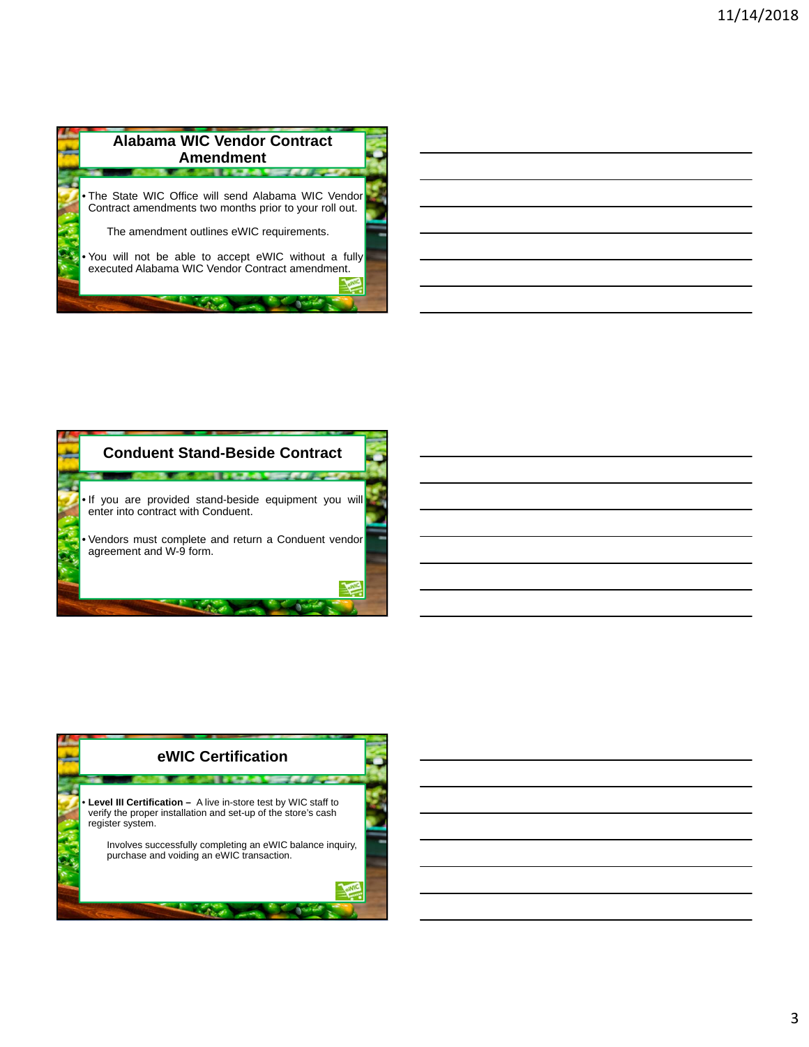## Alabama WIC Vendor Contract Amendment

- The State WIC Office will send Alabama WIC Vendor Contract amendments two months prior to your roll out.

  The amendment outlines eWIC requirements.

- You will not be able to accept eWIC without a fully executed Alabama WIC Vendor Contract amendment.

## Conduent Stand-Beside Contract

- If you are provided stand-beside equipment you will enter into contract with Conduent.
- Vendors must complete and return a Conduent vendor agreement and W-9 form.

## eWIC Certification

- **Level III Certification –** A live in-store test by WIC staff to verify the proper installation and set-up of the store's cash register system.

  Involves successfully completing an eWIC balance inquiry, purchase and voiding an eWIC transaction.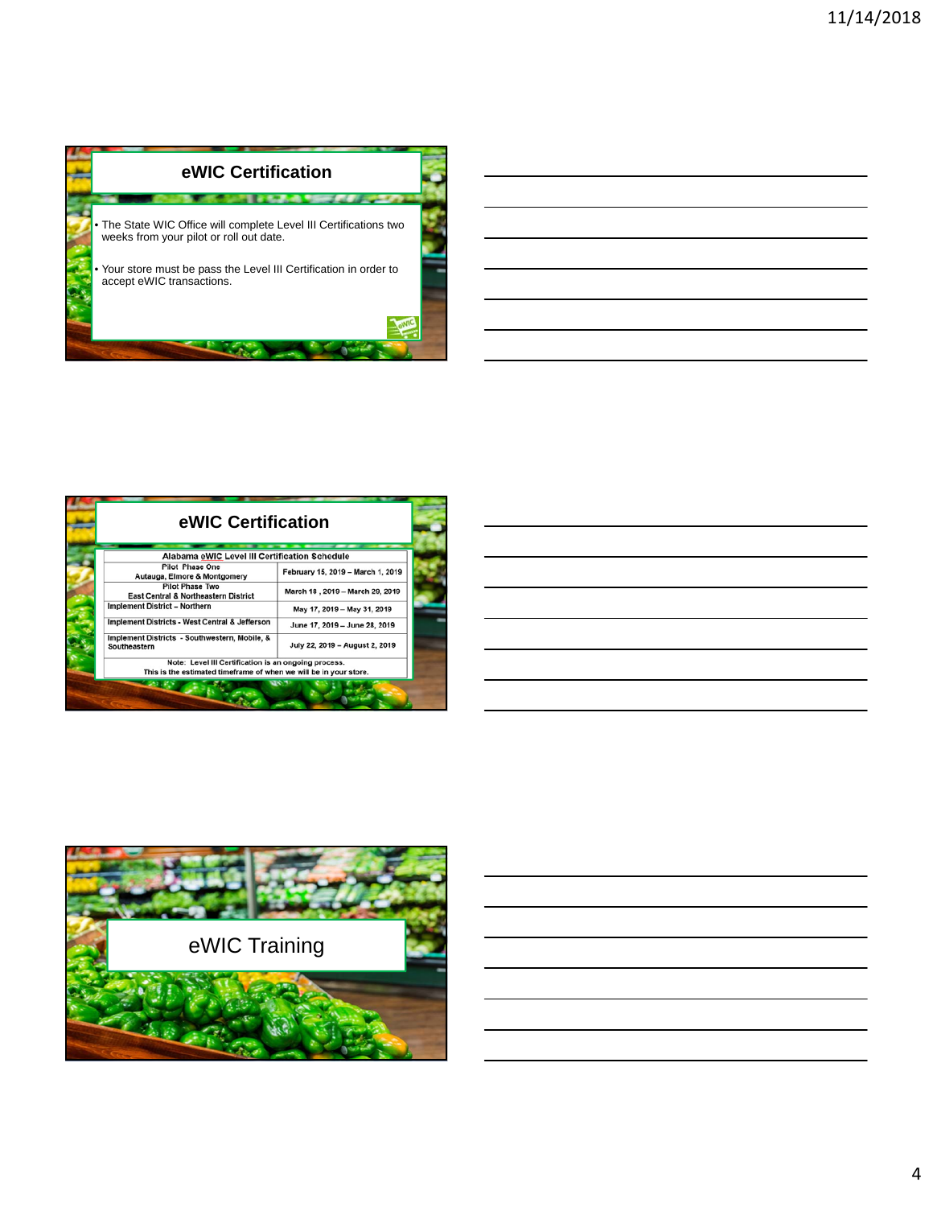## eWIC Certification

- The State WIC Office will complete Level III Certifications two weeks from your pilot or roll out date.
- Your store must be pass the Level III Certification in order to accept eWIC transactions.

## eWIC Certification

| Alabama eWIC Level III Certification Schedule | |
|---|---|
| Pilot Phase One<br>Autauga, Elmore & Montgomery | February 15, 2019 – March 1, 2019 |
| Pilot Phase Two<br>East Central & Northeastern District | March 18 , 2019 – March 29, 2019 |
| Implement District – Northern | May 17, 2019 – May 31, 2019 |
| Implement Districts - West Central & Jefferson | June 17, 2019 – June 28, 2019 |
| Implement Districts - Southwestern, Mobile, & Southeastern | July 22, 2019 – August 2, 2019 |
| Note: Level III Certification is an ongoing process.<br>This is the estimated timeframe of when we will be in your store. | |

## eWIC Training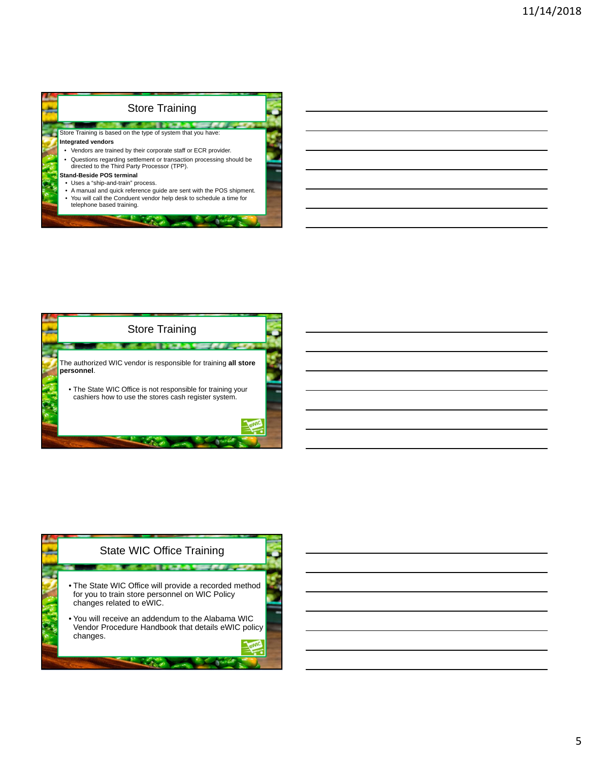## Store Training

Store Training is based on the type of system that you have:

**Integrated vendors**

- Vendors are trained by their corporate staff or ECR provider.
- Questions regarding settlement or transaction processing should be directed to the Third Party Processor (TPP).

**Stand-Beside POS terminal**

- Uses a "ship-and-train" process.
- A manual and quick reference guide are sent with the POS shipment.
- You will call the Conduent vendor help desk to schedule a time for telephone based training.

## Store Training

The authorized WIC vendor is responsible for training **all store personnel**.

- The State WIC Office is not responsible for training your cashiers how to use the stores cash register system.

## State WIC Office Training

- The State WIC Office will provide a recorded method for you to train store personnel on WIC Policy changes related to eWIC.
- You will receive an addendum to the Alabama WIC Vendor Procedure Handbook that details eWIC policy changes.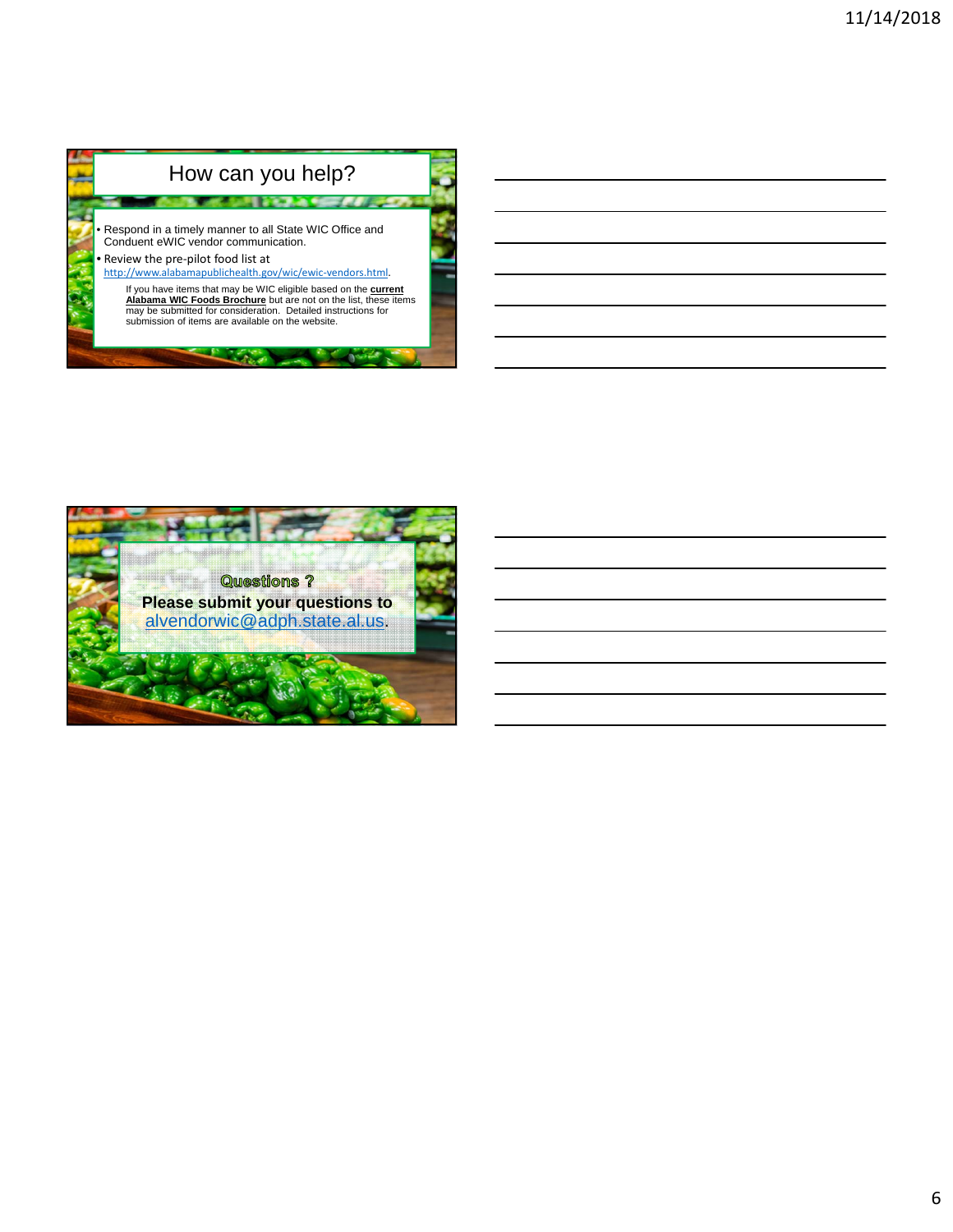## How can you help?

- Respond in a timely manner to all State WIC Office and Conduent eWIC vendor communication.
- Review the pre-pilot food list at http://www.alabamapublichealth.gov/wic/ewic-vendors.html.

  If you have items that may be WIC eligible based on the **current Alabama WIC Foods Brochure** but are not on the list, these items may be submitted for consideration. Detailed instructions for submission of items are available on the website.

**Questions ?**

**Please submit your questions to** alvendorwic@adph.state.al.us.